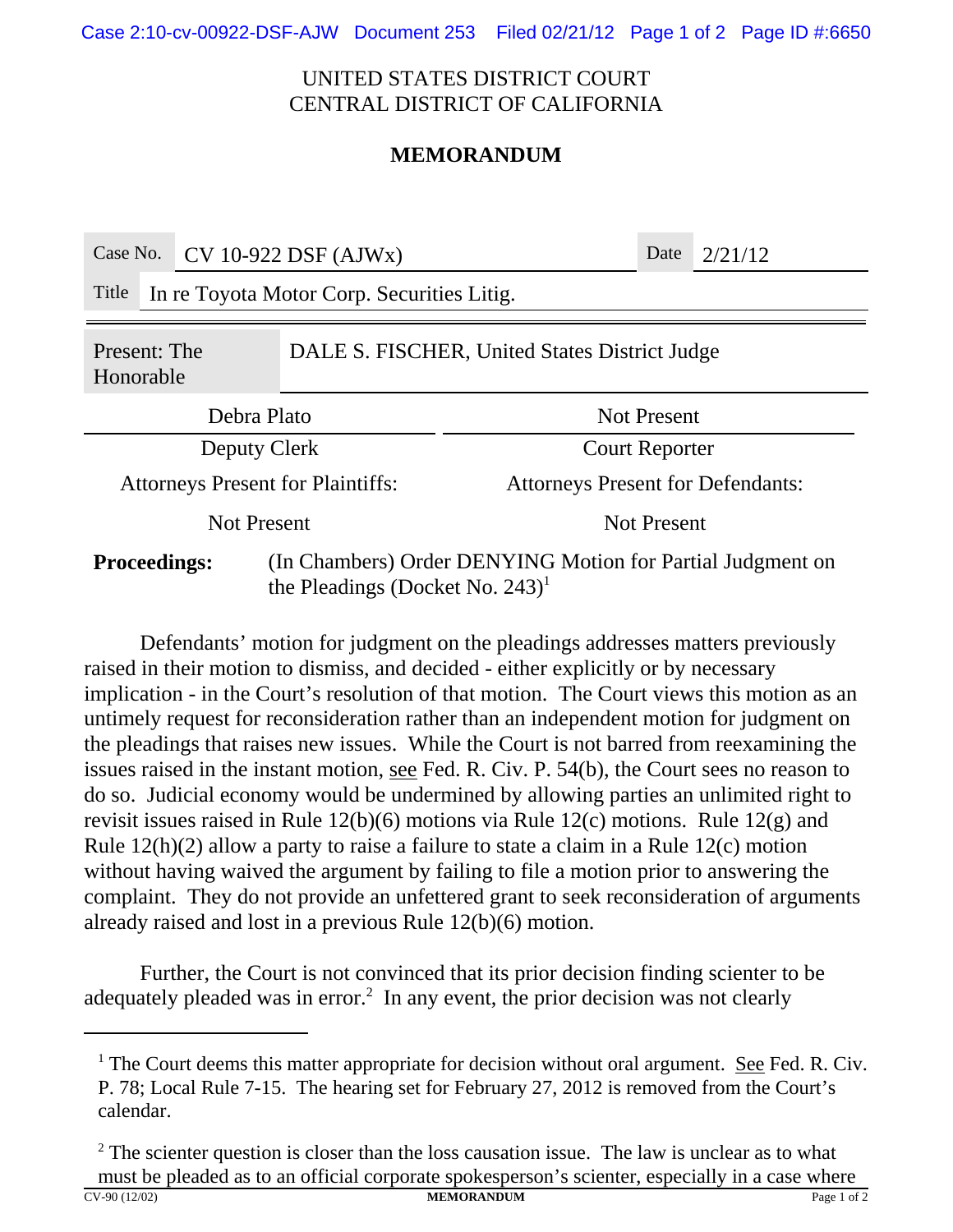UNITED STATES DISTRICT COURT
CENTRAL DISTRICT OF CALIFORNIA

**MEMORANDUM**

| Case No. | CV 10-922 DSF (AJWx) | Date | 2/21/12 |
|---|---|---|---|
| Title | In re Toyota Motor Corp. Securities Litig. | | |

| Present: The Honorable | DALE S. FISCHER, United States District Judge |
|---|---|

| Debra Plato | Not Present |
|---|---|
| Deputy Clerk | Court Reporter |
| Attorneys Present for Plaintiffs: | Attorneys Present for Defendants: |
| Not Present | Not Present |

**Proceedings:** (In Chambers) Order DENYING Motion for Partial Judgment on the Pleadings (Docket No. 243)[1]

Defendants' motion for judgment on the pleadings addresses matters previously raised in their motion to dismiss, and decided - either explicitly or by necessary implication - in the Court's resolution of that motion. The Court views this motion as an untimely request for reconsideration rather than an independent motion for judgment on the pleadings that raises new issues. While the Court is not barred from reexamining the issues raised in the instant motion, see Fed. R. Civ. P. 54(b), the Court sees no reason to do so. Judicial economy would be undermined by allowing parties an unlimited right to revisit issues raised in Rule 12(b)(6) motions via Rule 12(c) motions. Rule 12(g) and Rule 12(h)(2) allow a party to raise a failure to state a claim in a Rule 12(c) motion without having waived the argument by failing to file a motion prior to answering the complaint. They do not provide an unfettered grant to seek reconsideration of arguments already raised and lost in a previous Rule 12(b)(6) motion.

Further, the Court is not convinced that its prior decision finding scienter to be adequately pleaded was in error.[2] In any event, the prior decision was not clearly

---

[1] The Court deems this matter appropriate for decision without oral argument. See Fed. R. Civ. P. 78; Local Rule 7-15. The hearing set for February 27, 2012 is removed from the Court's calendar.

[2] The scienter question is closer than the loss causation issue. The law is unclear as to what must be pleaded as to an official corporate spokesperson's scienter, especially in a case where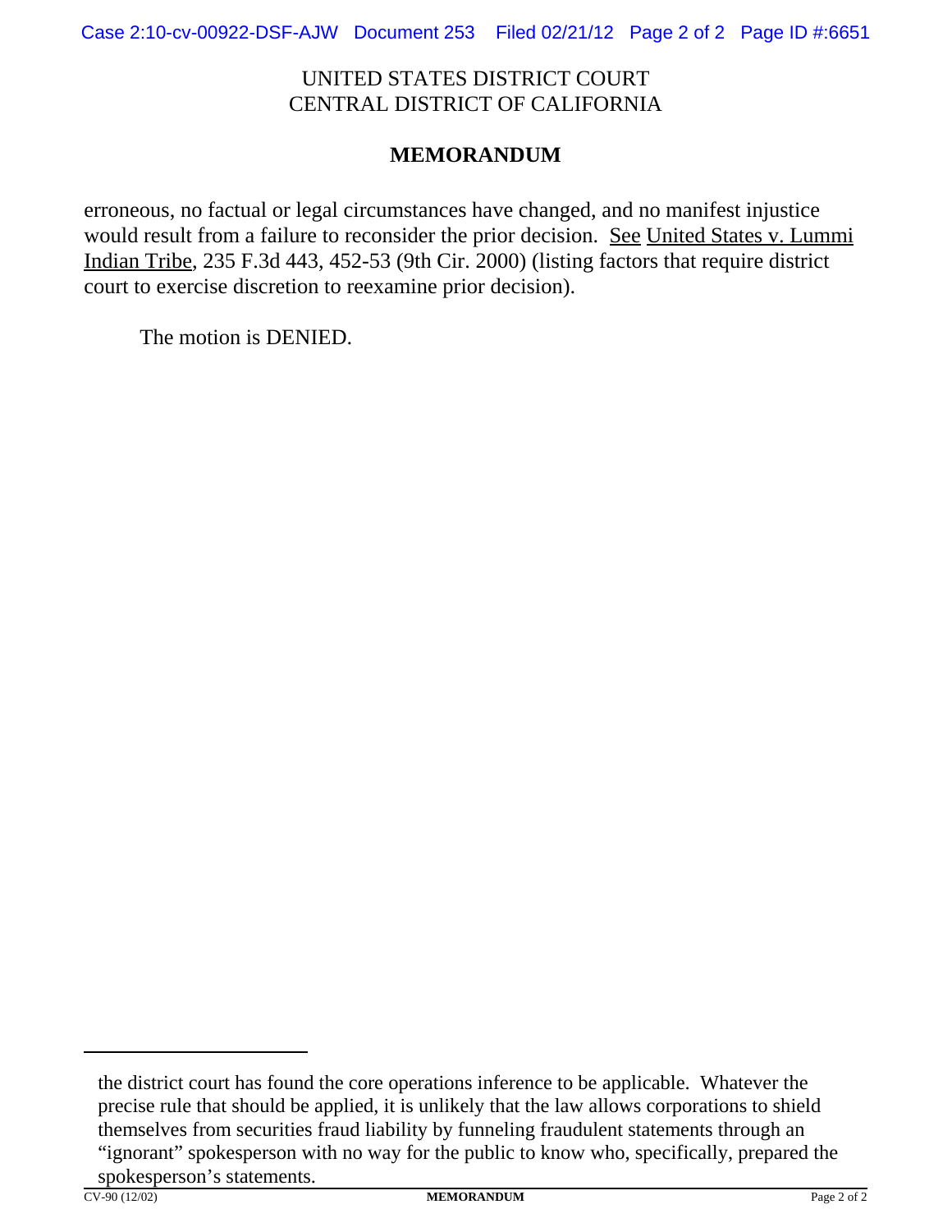UNITED STATES DISTRICT COURT
CENTRAL DISTRICT OF CALIFORNIA

**MEMORANDUM**

erroneous, no factual or legal circumstances have changed, and no manifest injustice would result from a failure to reconsider the prior decision. See United States v. Lummi Indian Tribe, 235 F.3d 443, 452-53 (9th Cir. 2000) (listing factors that require district court to exercise discretion to reexamine prior decision).

The motion is DENIED.

---

the district court has found the core operations inference to be applicable. Whatever the precise rule that should be applied, it is unlikely that the law allows corporations to shield themselves from securities fraud liability by funneling fraudulent statements through an "ignorant" spokesperson with no way for the public to know who, specifically, prepared the spokesperson's statements.